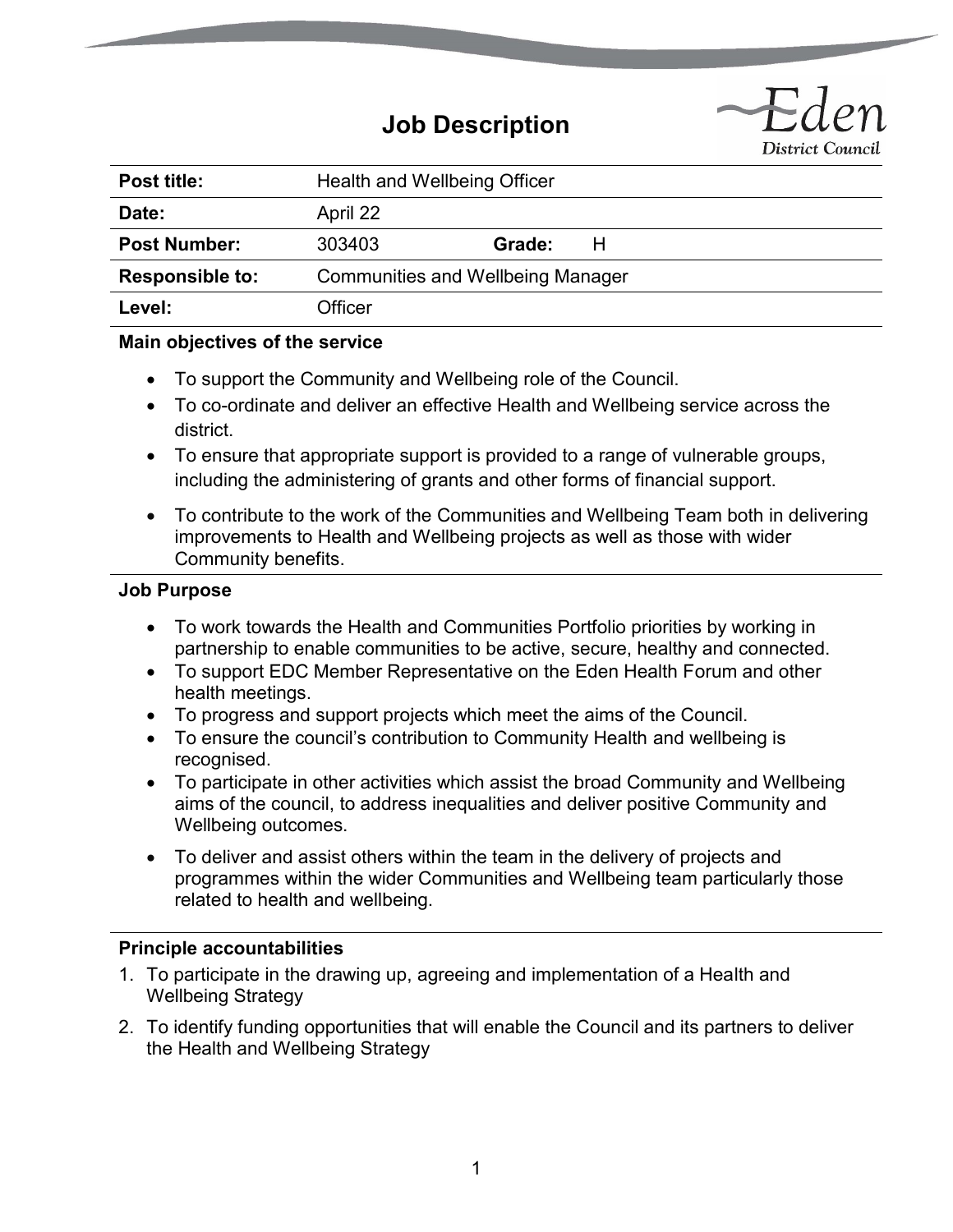# Job Description

Eden District Council

| | | | |
|---|---|---|---|
| **Post title:** | Health and Wellbeing Officer | | |
| **Date:** | April 22 | | |
| **Post Number:** | 303403 | **Grade:** | H |
| **Responsible to:** | Communities and Wellbeing Manager | | |
| **Level:** | Officer | | |

**Main objectives of the service**

- To support the Community and Wellbeing role of the Council.
- To co-ordinate and deliver an effective Health and Wellbeing service across the district.
- To ensure that appropriate support is provided to a range of vulnerable groups, including the administering of grants and other forms of financial support.
- To contribute to the work of the Communities and Wellbeing Team both in delivering improvements to Health and Wellbeing projects as well as those with wider Community benefits.

**Job Purpose**

- To work towards the Health and Communities Portfolio priorities by working in partnership to enable communities to be active, secure, healthy and connected.
- To support EDC Member Representative on the Eden Health Forum and other health meetings.
- To progress and support projects which meet the aims of the Council.
- To ensure the council's contribution to Community Health and wellbeing is recognised.
- To participate in other activities which assist the broad Community and Wellbeing aims of the council, to address inequalities and deliver positive Community and Wellbeing outcomes.
- To deliver and assist others within the team in the delivery of projects and programmes within the wider Communities and Wellbeing team particularly those related to health and wellbeing.

**Principle accountabilities**

1. To participate in the drawing up, agreeing and implementation of a Health and Wellbeing Strategy
2. To identify funding opportunities that will enable the Council and its partners to deliver the Health and Wellbeing Strategy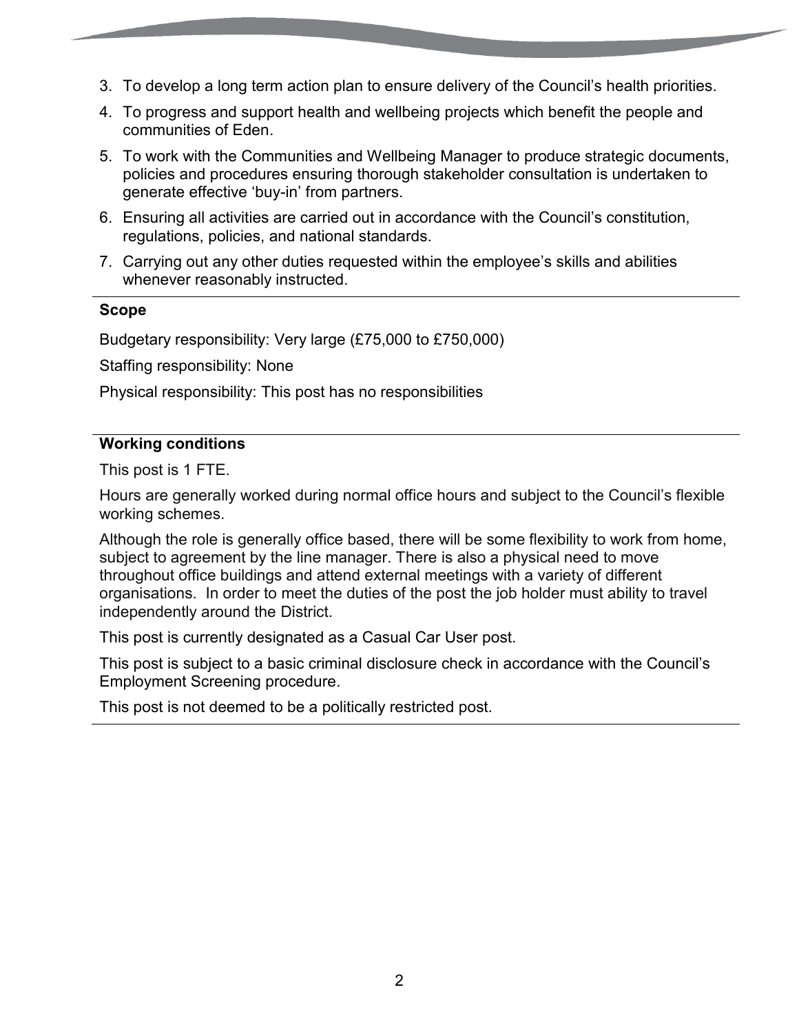3. To develop a long term action plan to ensure delivery of the Council's health priorities.
4. To progress and support health and wellbeing projects which benefit the people and communities of Eden.
5. To work with the Communities and Wellbeing Manager to produce strategic documents, policies and procedures ensuring thorough stakeholder consultation is undertaken to generate effective 'buy-in' from partners.
6. Ensuring all activities are carried out in accordance with the Council's constitution, regulations, policies, and national standards.
7. Carrying out any other duties requested within the employee's skills and abilities whenever reasonably instructed.

**Scope**

Budgetary responsibility: Very large (£75,000 to £750,000)

Staffing responsibility: None

Physical responsibility: This post has no responsibilities

**Working conditions**

This post is 1 FTE.

Hours are generally worked during normal office hours and subject to the Council's flexible working schemes.

Although the role is generally office based, there will be some flexibility to work from home, subject to agreement by the line manager. There is also a physical need to move throughout office buildings and attend external meetings with a variety of different organisations. In order to meet the duties of the post the job holder must ability to travel independently around the District.

This post is currently designated as a Casual Car User post.

This post is subject to a basic criminal disclosure check in accordance with the Council's Employment Screening procedure.

This post is not deemed to be a politically restricted post.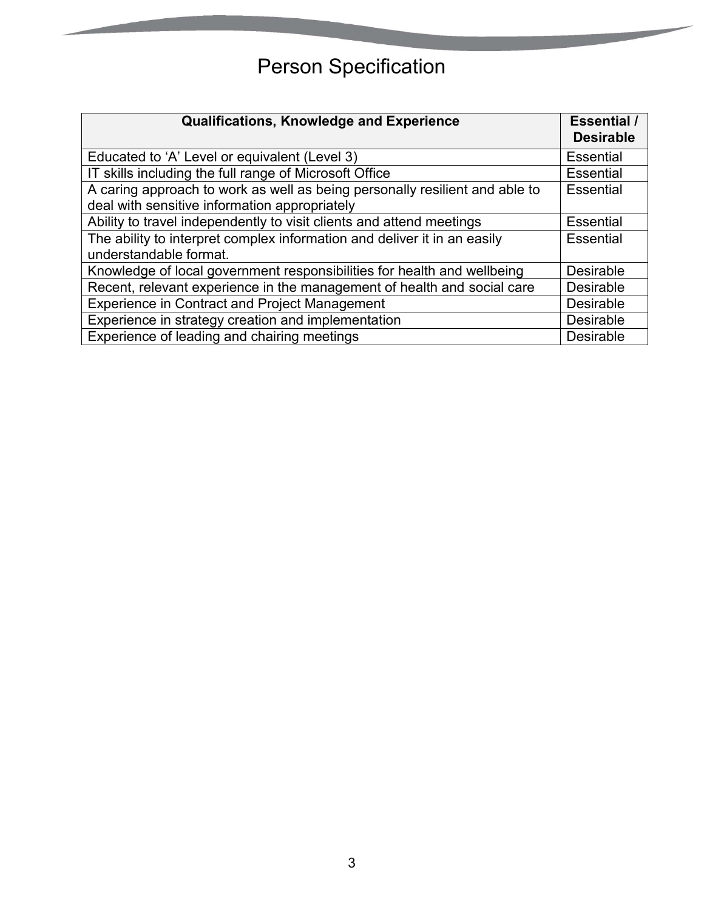# Person Specification

| Qualifications, Knowledge and Experience | Essential / Desirable |
|---|---|
| Educated to 'A' Level or equivalent (Level 3) | Essential |
| IT skills including the full range of Microsoft Office | Essential |
| A caring approach to work as well as being personally resilient and able to deal with sensitive information appropriately | Essential |
| Ability to travel independently to visit clients and attend meetings | Essential |
| The ability to interpret complex information and deliver it in an easily understandable format. | Essential |
| Knowledge of local government responsibilities for health and wellbeing | Desirable |
| Recent, relevant experience in the management of health and social care | Desirable |
| Experience in Contract and Project Management | Desirable |
| Experience in strategy creation and implementation | Desirable |
| Experience of leading and chairing meetings | Desirable |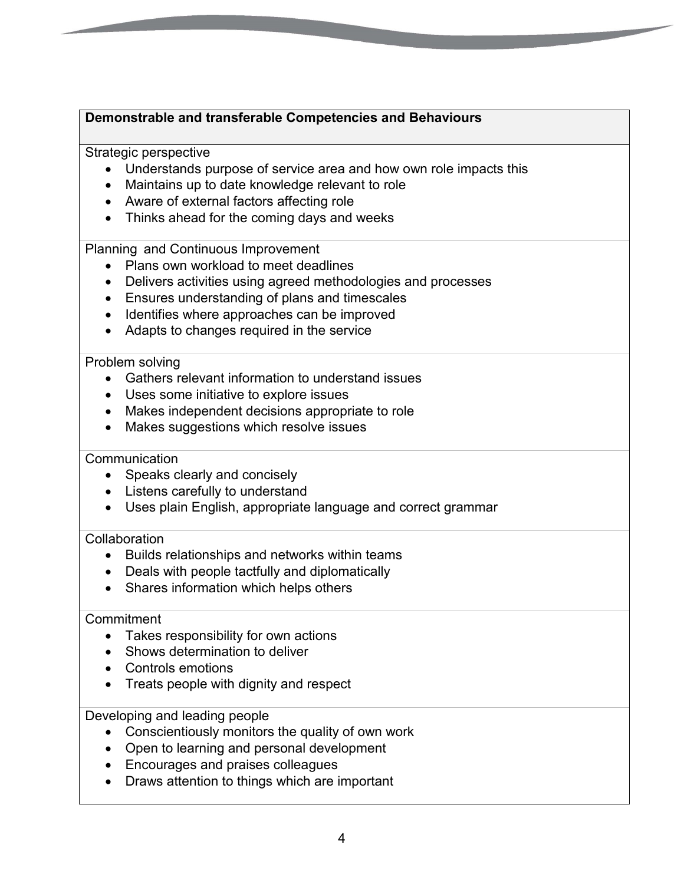| Demonstrable and transferable Competencies and Behaviours |
| --- |
| Strategic perspective<br>• Understands purpose of service area and how own role impacts this<br>• Maintains up to date knowledge relevant to role<br>• Aware of external factors affecting role<br>• Thinks ahead for the coming days and weeks |
| Planning and Continuous Improvement<br>• Plans own workload to meet deadlines<br>• Delivers activities using agreed methodologies and processes<br>• Ensures understanding of plans and timescales<br>• Identifies where approaches can be improved<br>• Adapts to changes required in the service |
| Problem solving<br>• Gathers relevant information to understand issues<br>• Uses some initiative to explore issues<br>• Makes independent decisions appropriate to role<br>• Makes suggestions which resolve issues |
| Communication<br>• Speaks clearly and concisely<br>• Listens carefully to understand<br>• Uses plain English, appropriate language and correct grammar |
| Collaboration<br>• Builds relationships and networks within teams<br>• Deals with people tactfully and diplomatically<br>• Shares information which helps others |
| Commitment<br>• Takes responsibility for own actions<br>• Shows determination to deliver<br>• Controls emotions<br>• Treats people with dignity and respect |
| Developing and leading people<br>• Conscientiously monitors the quality of own work<br>• Open to learning and personal development<br>• Encourages and praises colleagues<br>• Draws attention to things which are important |